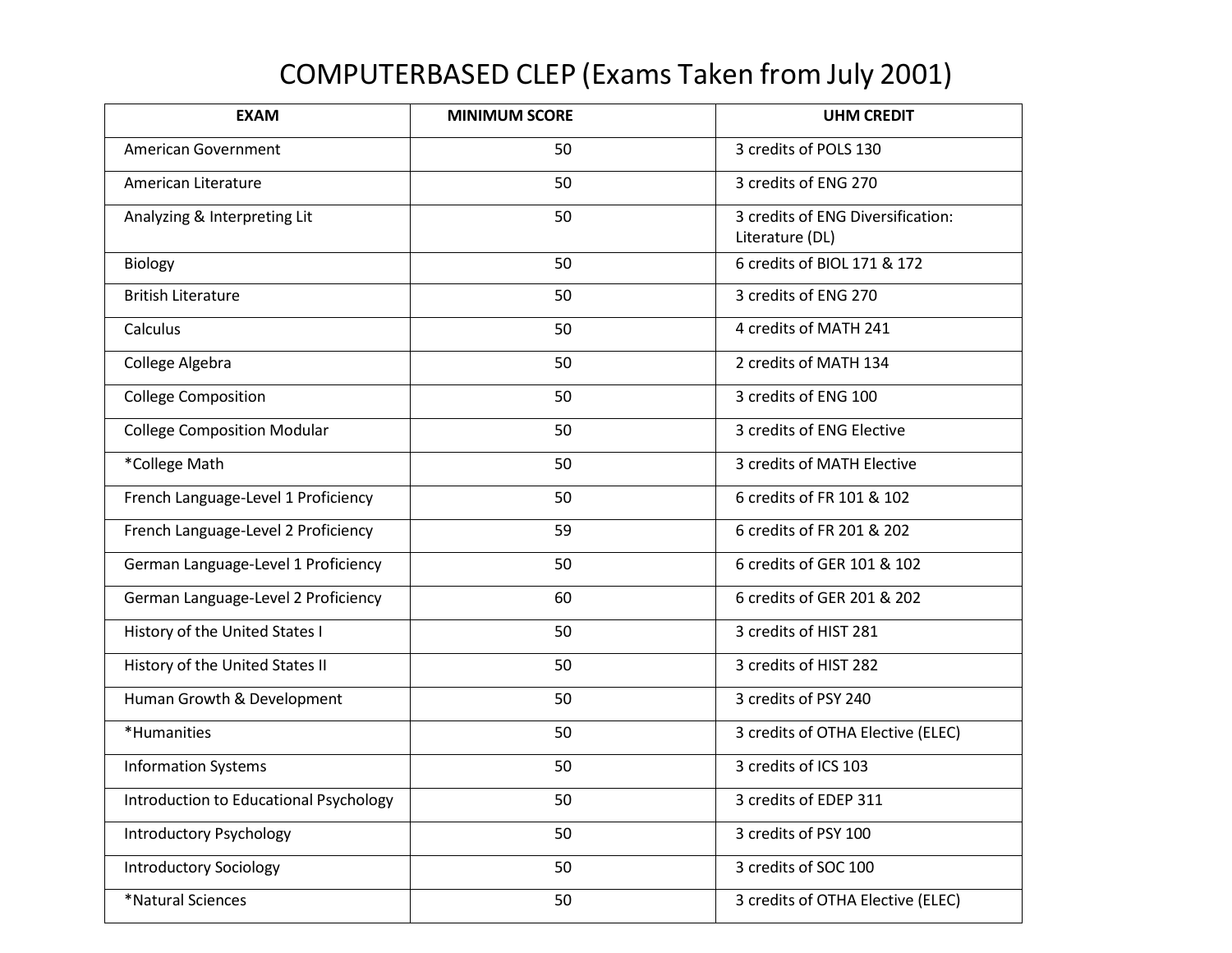# COMPUTERBASED CLEP (Exams Taken from July 2001)

| EXAM | MINIMUM SCORE | UHM CREDIT |
| --- | --- | --- |
| American Government | 50 | 3 credits of POLS 130 |
| American Literature | 50 | 3 credits of ENG 270 |
| Analyzing & Interpreting Lit | 50 | 3 credits of ENG Diversification: Literature (DL) |
| Biology | 50 | 6 credits of BIOL 171 & 172 |
| British Literature | 50 | 3 credits of ENG 270 |
| Calculus | 50 | 4 credits of MATH 241 |
| College Algebra | 50 | 2 credits of MATH 134 |
| College Composition | 50 | 3 credits of ENG 100 |
| College Composition Modular | 50 | 3 credits of ENG Elective |
| *College Math | 50 | 3 credits of MATH Elective |
| French Language-Level 1 Proficiency | 50 | 6 credits of FR 101 & 102 |
| French Language-Level 2 Proficiency | 59 | 6 credits of FR 201 & 202 |
| German Language-Level 1 Proficiency | 50 | 6 credits of GER 101 & 102 |
| German Language-Level 2 Proficiency | 60 | 6 credits of GER 201 & 202 |
| History of the United States I | 50 | 3 credits of HIST 281 |
| History of the United States II | 50 | 3 credits of HIST 282 |
| Human Growth & Development | 50 | 3 credits of PSY 240 |
| *Humanities | 50 | 3 credits of OTHA Elective (ELEC) |
| Information Systems | 50 | 3 credits of ICS 103 |
| Introduction to Educational Psychology | 50 | 3 credits of EDEP 311 |
| Introductory Psychology | 50 | 3 credits of PSY 100 |
| Introductory Sociology | 50 | 3 credits of SOC 100 |
| *Natural Sciences | 50 | 3 credits of OTHA Elective (ELEC) |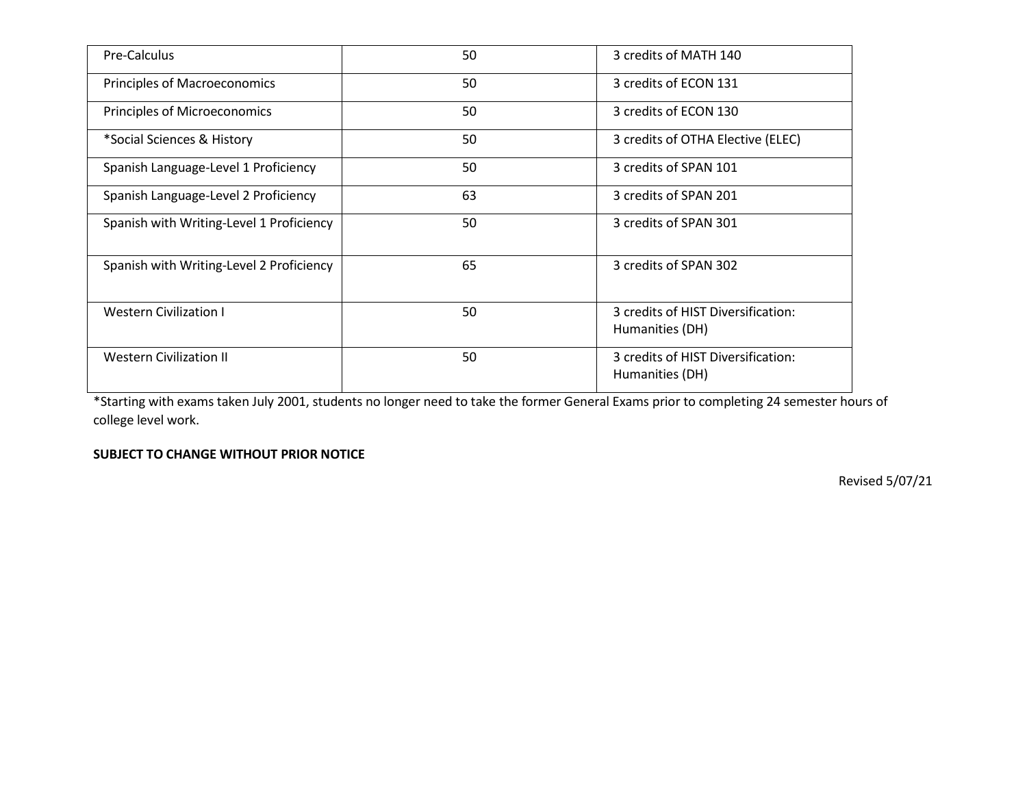| | | |
|---|---|---|
| Pre-Calculus | 50 | 3 credits of MATH 140 |
| Principles of Macroeconomics | 50 | 3 credits of ECON 131 |
| Principles of Microeconomics | 50 | 3 credits of ECON 130 |
| *Social Sciences & History | 50 | 3 credits of OTHA Elective (ELEC) |
| Spanish Language-Level 1 Proficiency | 50 | 3 credits of SPAN 101 |
| Spanish Language-Level 2 Proficiency | 63 | 3 credits of SPAN 201 |
| Spanish with Writing-Level 1 Proficiency | 50 | 3 credits of SPAN 301 |
| Spanish with Writing-Level 2 Proficiency | 65 | 3 credits of SPAN 302 |
| Western Civilization I | 50 | 3 credits of HIST Diversification: Humanities (DH) |
| Western Civilization II | 50 | 3 credits of HIST Diversification: Humanities (DH) |

*Starting with exams taken July 2001, students no longer need to take the former General Exams prior to completing 24 semester hours of college level work.

**SUBJECT TO CHANGE WITHOUT PRIOR NOTICE**

Revised 5/07/21